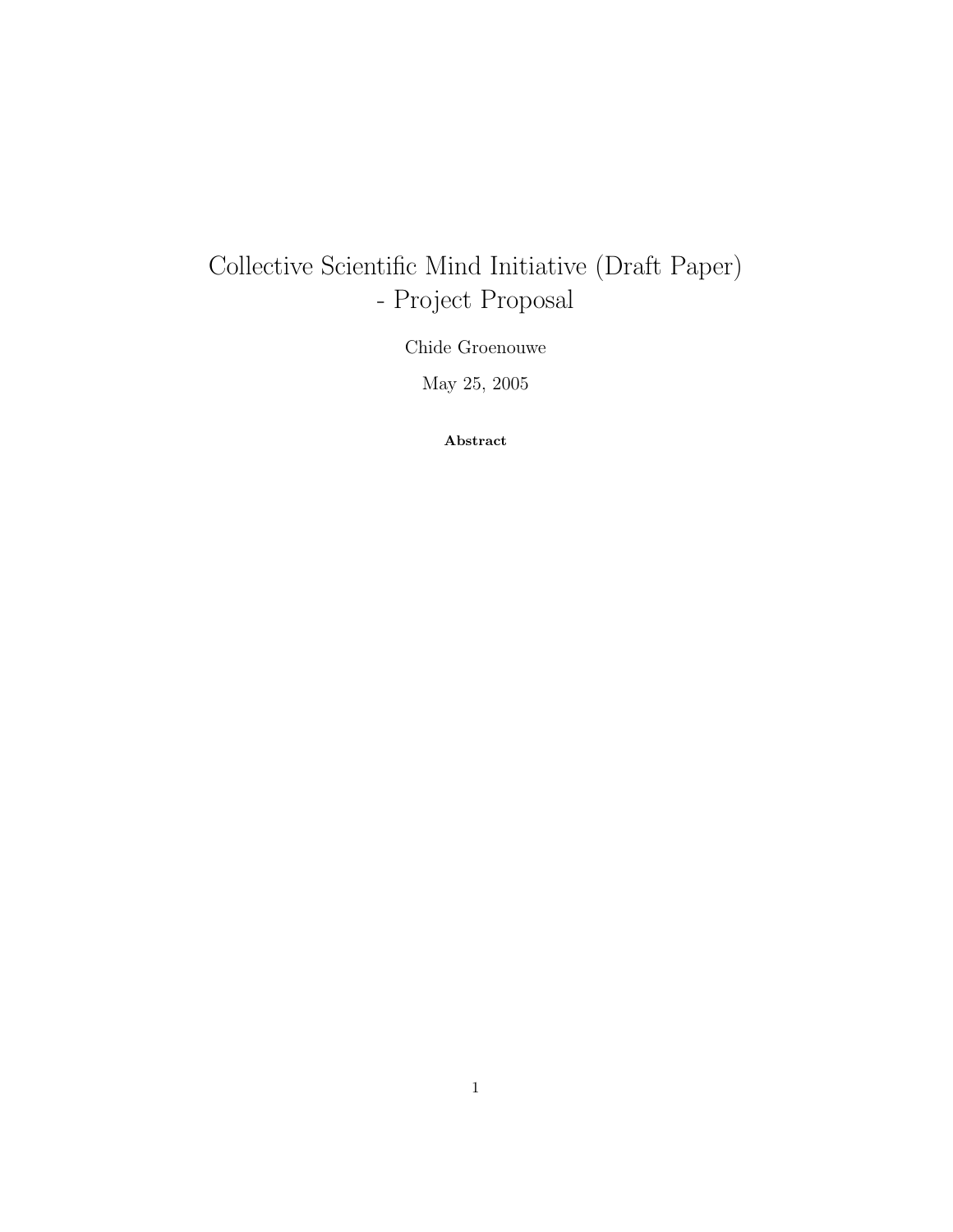# Collective Scientific Mind Initiative (Draft Paper) - Project Proposal

Chide Groenouwe

May 25, 2005

**Abstract**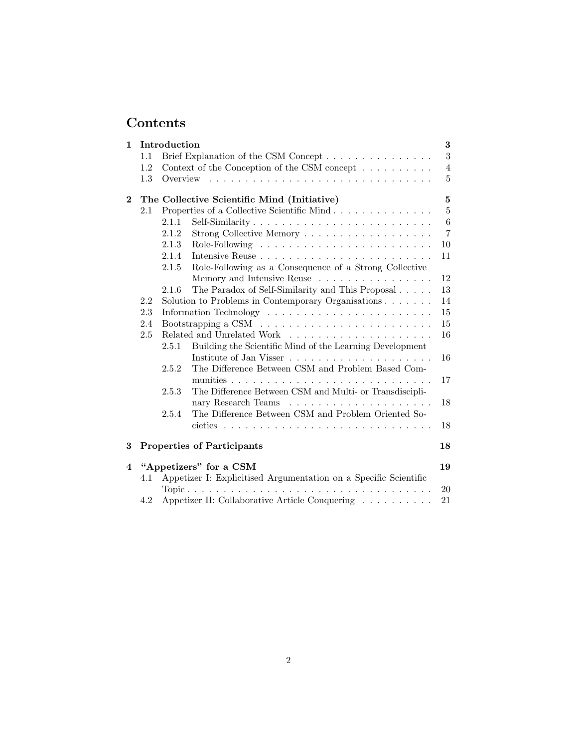# Contents

- **1 Introduction** — **3**
  - 1.1 Brief Explanation of the CSM Concept — 3
  - 1.2 Context of the Conception of the CSM concept — 4
  - 1.3 Overview — 5
- **2 The Collective Scientific Mind (Initiative)** — **5**
  - 2.1 Properties of a Collective Scientific Mind — 5
    - 2.1.1 Self-Similarity — 6
    - 2.1.2 Strong Collective Memory — 7
    - 2.1.3 Role-Following — 10
    - 2.1.4 Intensive Reuse — 11
    - 2.1.5 Role-Following as a Consequence of a Strong Collective Memory and Intensive Reuse — 12
    - 2.1.6 The Paradox of Self-Similarity and This Proposal — 13
  - 2.2 Solution to Problems in Contemporary Organisations — 14
  - 2.3 Information Technology — 15
  - 2.4 Bootstrapping a CSM — 15
  - 2.5 Related and Unrelated Work — 16
    - 2.5.1 Building the Scientific Mind of the Learning Development Institute of Jan Visser — 16
    - 2.5.2 The Difference Between CSM and Problem Based Communities — 17
    - 2.5.3 The Difference Between CSM and Multi- or Transdisciplinary Research Teams — 18
    - 2.5.4 The Difference Between CSM and Problem Oriented Societies — 18
- **3 Properties of Participants** — **18**
- **4 "Appetizers" for a CSM** — **19**
  - 4.1 Appetizer I: Explicitised Argumentation on a Specific Scientific Topic — 20
  - 4.2 Appetizer II: Collaborative Article Conquering — 21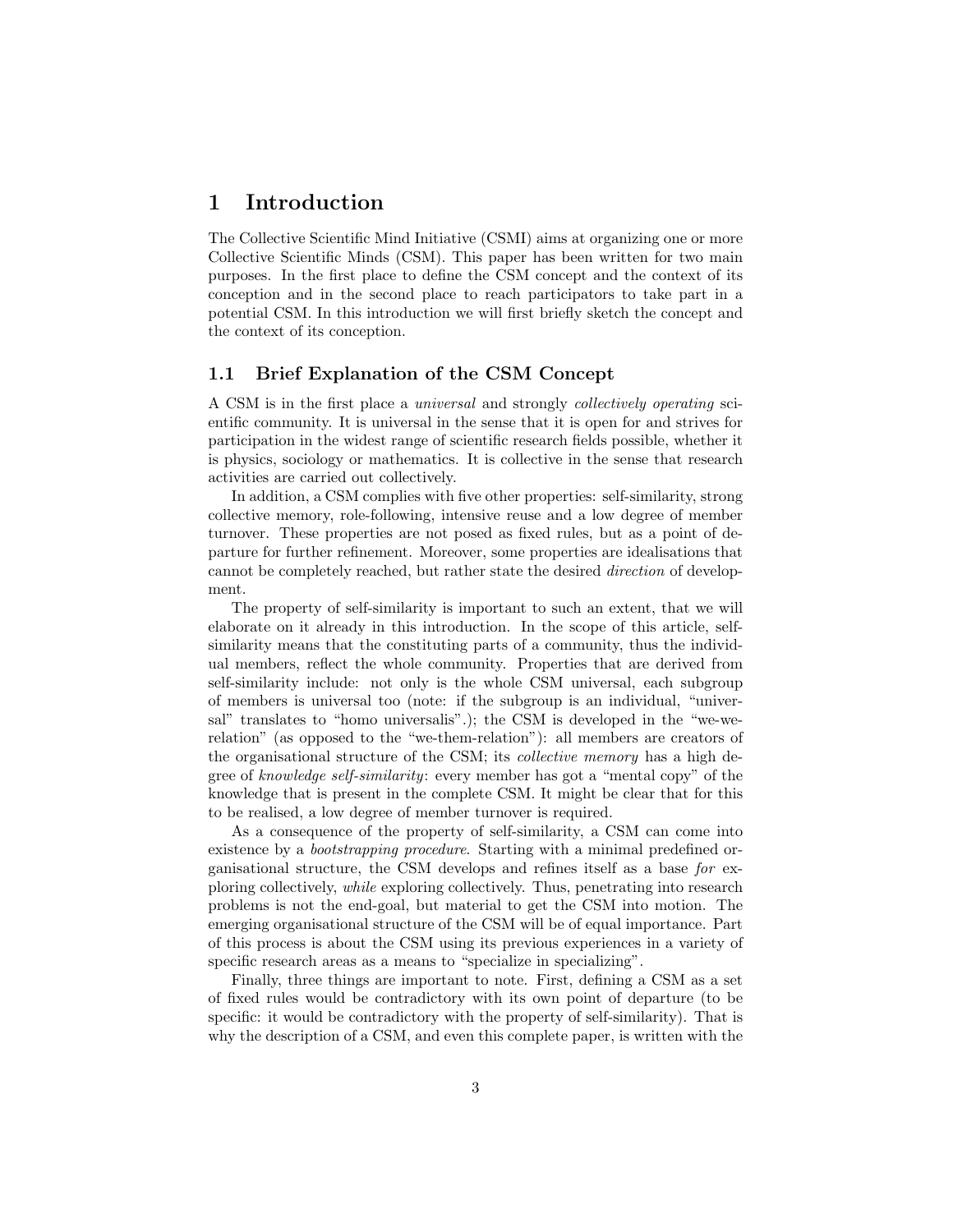# 1 Introduction

The Collective Scientific Mind Initiative (CSMI) aims at organizing one or more Collective Scientific Minds (CSM). This paper has been written for two main purposes. In the first place to define the CSM concept and the context of its conception and in the second place to reach participators to take part in a potential CSM. In this introduction we will first briefly sketch the concept and the context of its conception.

## 1.1 Brief Explanation of the CSM Concept

A CSM is in the first place a *universal* and strongly *collectively operating* scientific community. It is universal in the sense that it is open for and strives for participation in the widest range of scientific research fields possible, whether it is physics, sociology or mathematics. It is collective in the sense that research activities are carried out collectively.

In addition, a CSM complies with five other properties: self-similarity, strong collective memory, role-following, intensive reuse and a low degree of member turnover. These properties are not posed as fixed rules, but as a point of departure for further refinement. Moreover, some properties are idealisations that cannot be completely reached, but rather state the desired *direction* of development.

The property of self-similarity is important to such an extent, that we will elaborate on it already in this introduction. In the scope of this article, self-similarity means that the constituting parts of a community, thus the individual members, reflect the whole community. Properties that are derived from self-similarity include: not only is the whole CSM universal, each subgroup of members is universal too (note: if the subgroup is an individual, "universal" translates to "homo universalis".); the CSM is developed in the "we-we-relation" (as opposed to the "we-them-relation"): all members are creators of the organisational structure of the CSM; its *collective memory* has a high degree of *knowledge self-similarity*: every member has got a "mental copy" of the knowledge that is present in the complete CSM. It might be clear that for this to be realised, a low degree of member turnover is required.

As a consequence of the property of self-similarity, a CSM can come into existence by a *bootstrapping procedure*. Starting with a minimal predefined organisational structure, the CSM develops and refines itself as a base *for* exploring collectively, *while* exploring collectively. Thus, penetrating into research problems is not the end-goal, but material to get the CSM into motion. The emerging organisational structure of the CSM will be of equal importance. Part of this process is about the CSM using its previous experiences in a variety of specific research areas as a means to "specialize in specializing".

Finally, three things are important to note. First, defining a CSM as a set of fixed rules would be contradictory with its own point of departure (to be specific: it would be contradictory with the property of self-similarity). That is why the description of a CSM, and even this complete paper, is written with the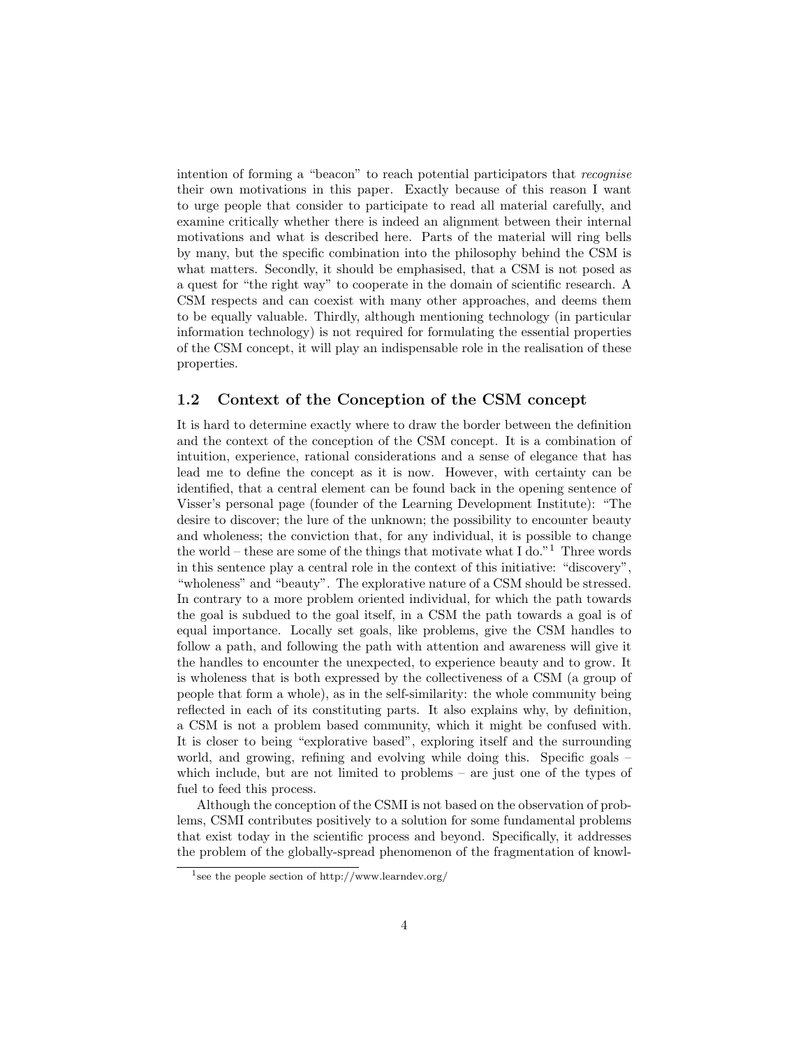intention of forming a "beacon" to reach potential participators that *recognise* their own motivations in this paper. Exactly because of this reason I want to urge people that consider to participate to read all material carefully, and examine critically whether there is indeed an alignment between their internal motivations and what is described here. Parts of the material will ring bells by many, but the specific combination into the philosophy behind the CSM is what matters. Secondly, it should be emphasised, that a CSM is not posed as a quest for "the right way" to cooperate in the domain of scientific research. A CSM respects and can coexist with many other approaches, and deems them to be equally valuable. Thirdly, although mentioning technology (in particular information technology) is not required for formulating the essential properties of the CSM concept, it will play an indispensable role in the realisation of these properties.

## 1.2 Context of the Conception of the CSM concept

It is hard to determine exactly where to draw the border between the definition and the context of the conception of the CSM concept. It is a combination of intuition, experience, rational considerations and a sense of elegance that has lead me to define the concept as it is now. However, with certainty can be identified, that a central element can be found back in the opening sentence of Visser's personal page (founder of the Learning Development Institute): "The desire to discover; the lure of the unknown; the possibility to encounter beauty and wholeness; the conviction that, for any individual, it is possible to change the world – these are some of the things that motivate what I do."[1] Three words in this sentence play a central role in the context of this initiative: "discovery", "wholeness" and "beauty". The explorative nature of a CSM should be stressed. In contrary to a more problem oriented individual, for which the path towards the goal is subdued to the goal itself, in a CSM the path towards a goal is of equal importance. Locally set goals, like problems, give the CSM handles to follow a path, and following the path with attention and awareness will give it the handles to encounter the unexpected, to experience beauty and to grow. It is wholeness that is both expressed by the collectiveness of a CSM (a group of people that form a whole), as in the self-similarity: the whole community being reflected in each of its constituting parts. It also explains why, by definition, a CSM is not a problem based community, which it might be confused with. It is closer to being "explorative based", exploring itself and the surrounding world, and growing, refining and evolving while doing this. Specific goals – which include, but are not limited to problems – are just one of the types of fuel to feed this process.

Although the conception of the CSMI is not based on the observation of problems, CSMI contributes positively to a solution for some fundamental problems that exist today in the scientific process and beyond. Specifically, it addresses the problem of the globally-spread phenomenon of the fragmentation of knowl-

[1] see the people section of http://www.learndev.org/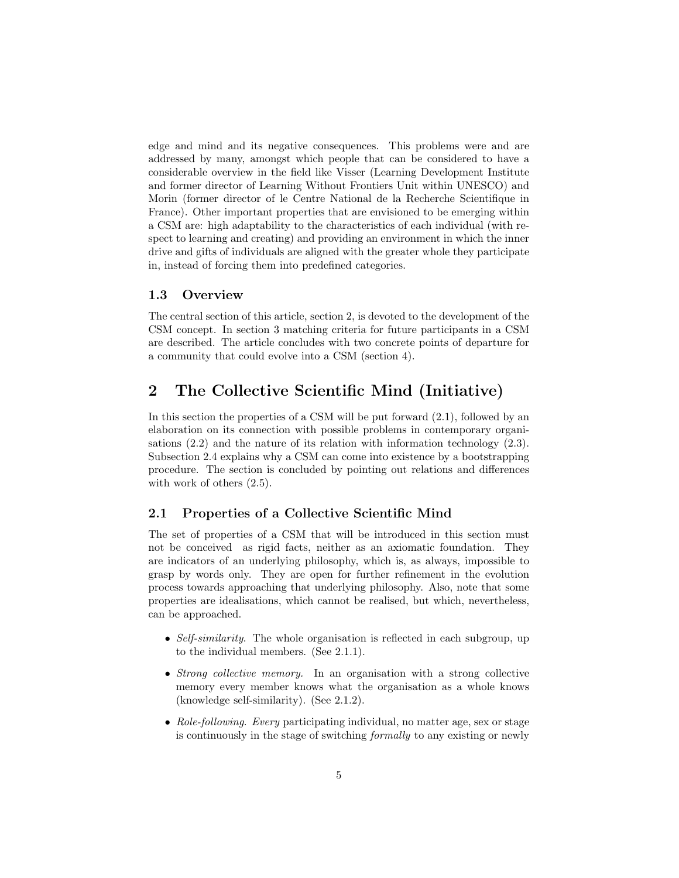edge and mind and its negative consequences. This problems were and are addressed by many, amongst which people that can be considered to have a considerable overview in the field like Visser (Learning Development Institute and former director of Learning Without Frontiers Unit within UNESCO) and Morin (former director of le Centre National de la Recherche Scientifique in France). Other important properties that are envisioned to be emerging within a CSM are: high adaptability to the characteristics of each individual (with respect to learning and creating) and providing an environment in which the inner drive and gifts of individuals are aligned with the greater whole they participate in, instead of forcing them into predefined categories.

### 1.3 Overview

The central section of this article, section 2, is devoted to the development of the CSM concept. In section 3 matching criteria for future participants in a CSM are described. The article concludes with two concrete points of departure for a community that could evolve into a CSM (section 4).

## 2 The Collective Scientific Mind (Initiative)

In this section the properties of a CSM will be put forward (2.1), followed by an elaboration on its connection with possible problems in contemporary organisations (2.2) and the nature of its relation with information technology (2.3). Subsection 2.4 explains why a CSM can come into existence by a bootstrapping procedure. The section is concluded by pointing out relations and differences with work of others (2.5).

### 2.1 Properties of a Collective Scientific Mind

The set of properties of a CSM that will be introduced in this section must not be conceived as rigid facts, neither as an axiomatic foundation. They are indicators of an underlying philosophy, which is, as always, impossible to grasp by words only. They are open for further refinement in the evolution process towards approaching that underlying philosophy. Also, note that some properties are idealisations, which cannot be realised, but which, nevertheless, can be approached.

- *Self-similarity*. The whole organisation is reflected in each subgroup, up to the individual members. (See 2.1.1).
- *Strong collective memory*. In an organisation with a strong collective memory every member knows what the organisation as a whole knows (knowledge self-similarity). (See 2.1.2).
- *Role-following*. *Every* participating individual, no matter age, sex or stage is continuously in the stage of switching *formally* to any existing or newly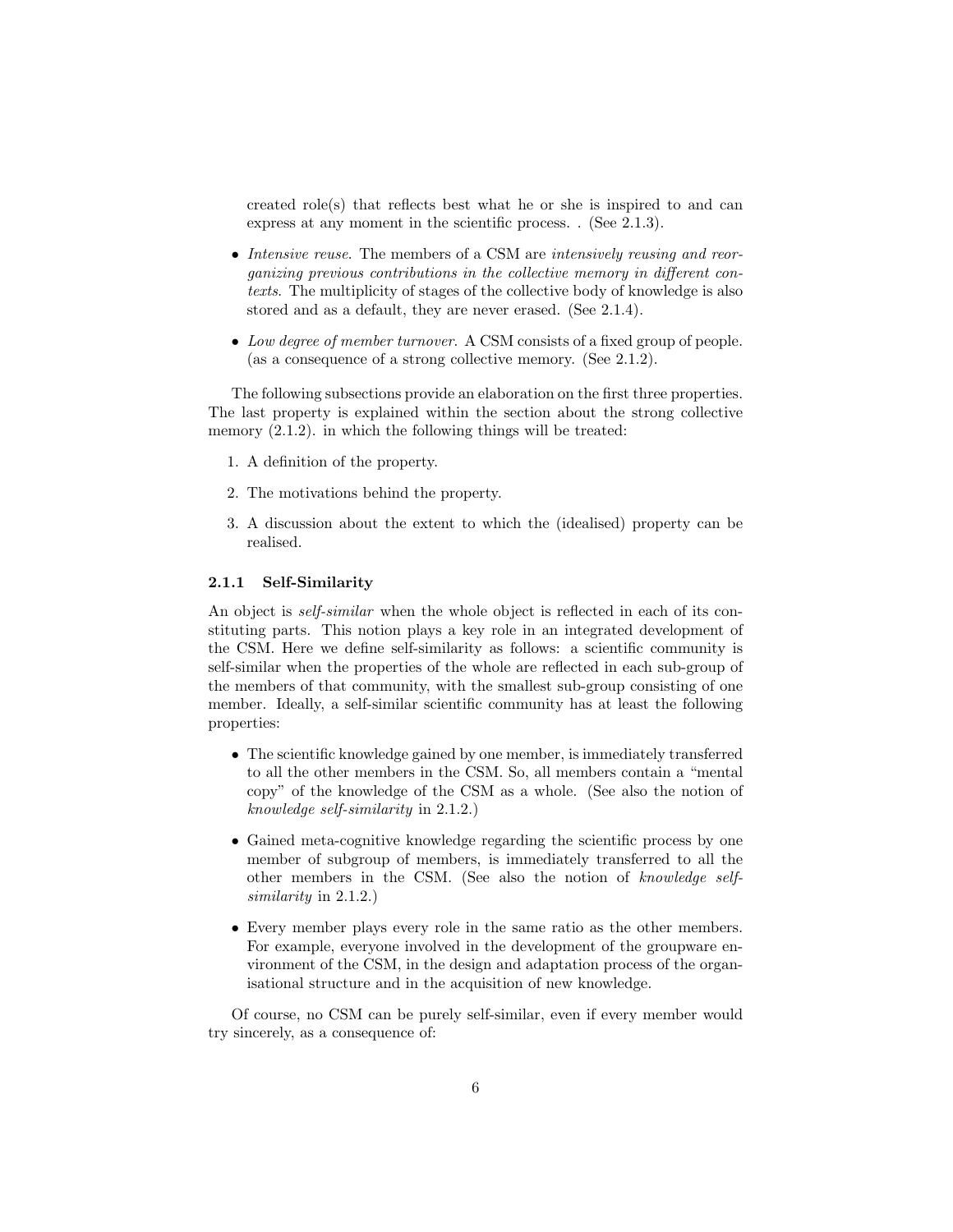created role(s) that reflects best what he or she is inspired to and can express at any moment in the scientific process. . (See 2.1.3).

- *Intensive reuse*. The members of a CSM are *intensively reusing and reorganizing previous contributions in the collective memory in different contexts*. The multiplicity of stages of the collective body of knowledge is also stored and as a default, they are never erased. (See 2.1.4).
- *Low degree of member turnover*. A CSM consists of a fixed group of people. (as a consequence of a strong collective memory. (See 2.1.2).

The following subsections provide an elaboration on the first three properties. The last property is explained within the section about the strong collective memory (2.1.2). in which the following things will be treated:

1. A definition of the property.
2. The motivations behind the property.
3. A discussion about the extent to which the (idealised) property can be realised.

### 2.1.1 Self-Similarity

An object is *self-similar* when the whole object is reflected in each of its constituting parts. This notion plays a key role in an integrated development of the CSM. Here we define self-similarity as follows: a scientific community is self-similar when the properties of the whole are reflected in each sub-group of the members of that community, with the smallest sub-group consisting of one member. Ideally, a self-similar scientific community has at least the following properties:

- The scientific knowledge gained by one member, is immediately transferred to all the other members in the CSM. So, all members contain a "mental copy" of the knowledge of the CSM as a whole. (See also the notion of *knowledge self-similarity* in 2.1.2.)
- Gained meta-cognitive knowledge regarding the scientific process by one member of subgroup of members, is immediately transferred to all the other members in the CSM. (See also the notion of *knowledge self-similarity* in 2.1.2.)
- Every member plays every role in the same ratio as the other members. For example, everyone involved in the development of the groupware environment of the CSM, in the design and adaptation process of the organisational structure and in the acquisition of new knowledge.

Of course, no CSM can be purely self-similar, even if every member would try sincerely, as a consequence of: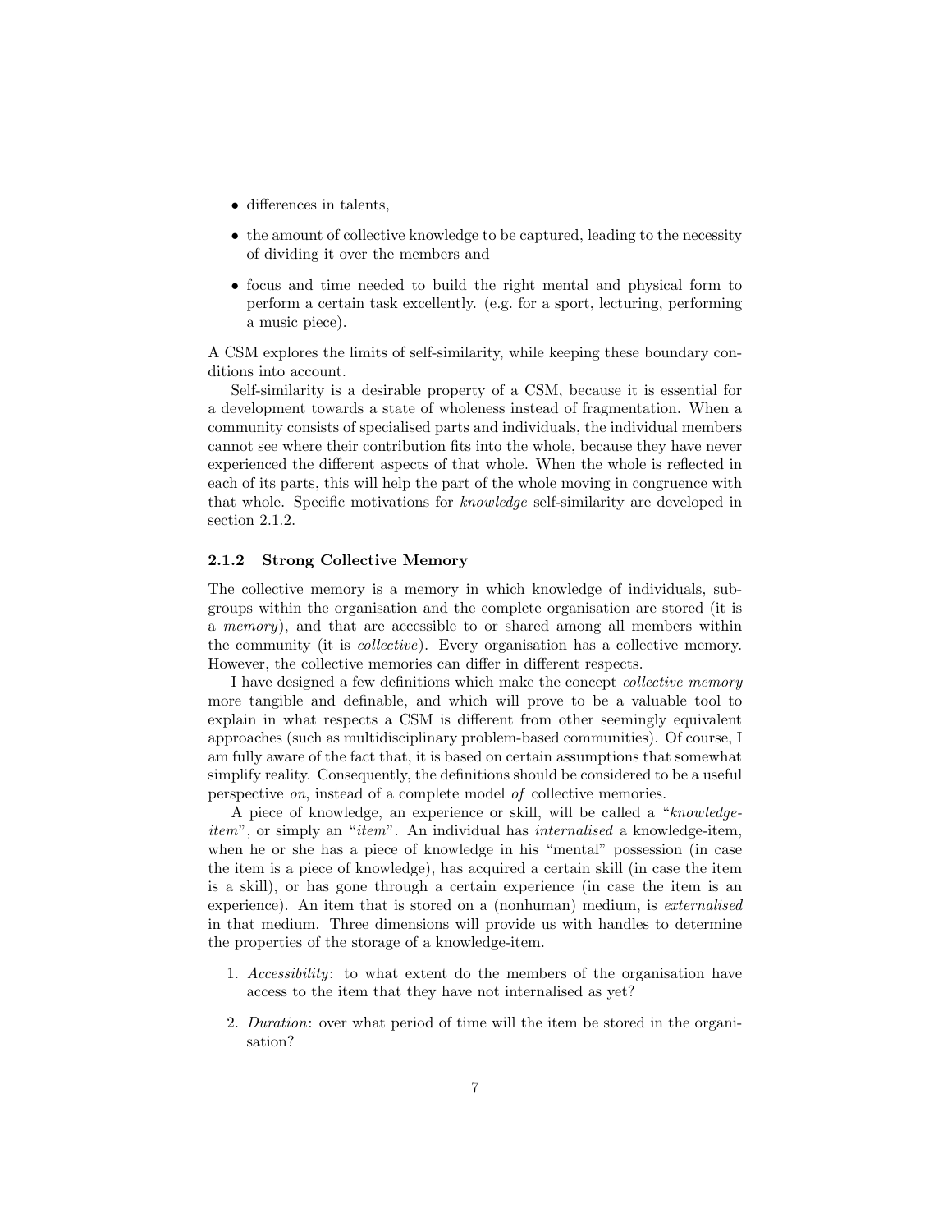- differences in talents,
- the amount of collective knowledge to be captured, leading to the necessity of dividing it over the members and
- focus and time needed to build the right mental and physical form to perform a certain task excellently. (e.g. for a sport, lecturing, performing a music piece).

A CSM explores the limits of self-similarity, while keeping these boundary conditions into account.

Self-similarity is a desirable property of a CSM, because it is essential for a development towards a state of wholeness instead of fragmentation. When a community consists of specialised parts and individuals, the individual members cannot see where their contribution fits into the whole, because they have never experienced the different aspects of that whole. When the whole is reflected in each of its parts, this will help the part of the whole moving in congruence with that whole. Specific motivations for *knowledge* self-similarity are developed in section 2.1.2.

### 2.1.2 Strong Collective Memory

The collective memory is a memory in which knowledge of individuals, subgroups within the organisation and the complete organisation are stored (it is a *memory*), and that are accessible to or shared among all members within the community (it is *collective*). Every organisation has a collective memory. However, the collective memories can differ in different respects.

I have designed a few definitions which make the concept *collective memory* more tangible and definable, and which will prove to be a valuable tool to explain in what respects a CSM is different from other seemingly equivalent approaches (such as multidisciplinary problem-based communities). Of course, I am fully aware of the fact that, it is based on certain assumptions that somewhat simplify reality. Consequently, the definitions should be considered to be a useful perspective *on*, instead of a complete model *of* collective memories.

A piece of knowledge, an experience or skill, will be called a "*knowledge-item*", or simply an "*item*". An individual has *internalised* a knowledge-item, when he or she has a piece of knowledge in his "mental" possession (in case the item is a piece of knowledge), has acquired a certain skill (in case the item is a skill), or has gone through a certain experience (in case the item is an experience). An item that is stored on a (nonhuman) medium, is *externalised* in that medium. Three dimensions will provide us with handles to determine the properties of the storage of a knowledge-item.

1. *Accessibility*: to what extent do the members of the organisation have access to the item that they have not internalised as yet?
2. *Duration*: over what period of time will the item be stored in the organisation?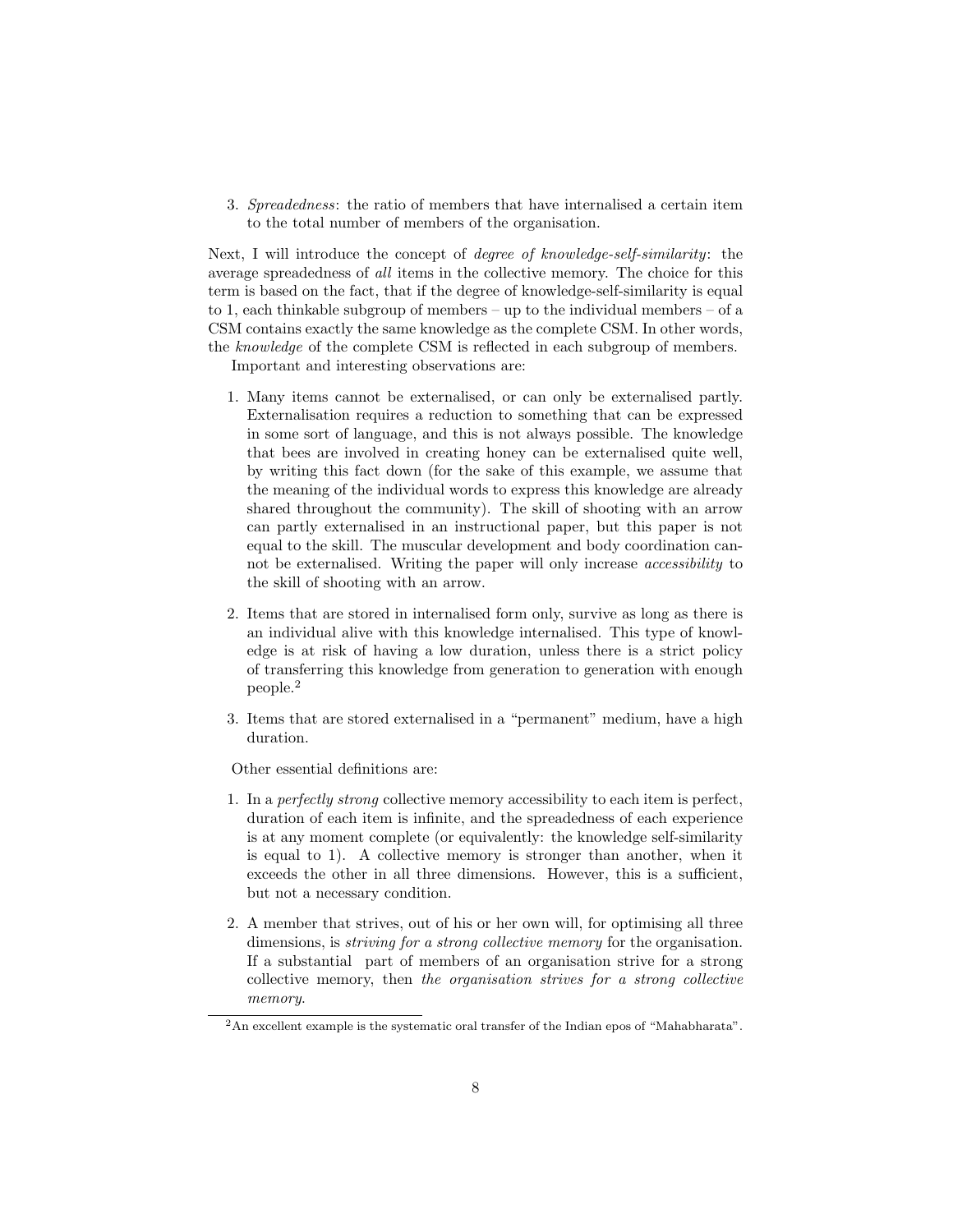3. *Spreadedness*: the ratio of members that have internalised a certain item to the total number of members of the organisation.

Next, I will introduce the concept of *degree of knowledge-self-similarity*: the average spreadedness of *all* items in the collective memory. The choice for this term is based on the fact, that if the degree of knowledge-self-similarity is equal to 1, each thinkable subgroup of members – up to the individual members – of a CSM contains exactly the same knowledge as the complete CSM. In other words, the *knowledge* of the complete CSM is reflected in each subgroup of members.

Important and interesting observations are:

1. Many items cannot be externalised, or can only be externalised partly. Externalisation requires a reduction to something that can be expressed in some sort of language, and this is not always possible. The knowledge that bees are involved in creating honey can be externalised quite well, by writing this fact down (for the sake of this example, we assume that the meaning of the individual words to express this knowledge are already shared throughout the community). The skill of shooting with an arrow can partly externalised in an instructional paper, but this paper is not equal to the skill. The muscular development and body coordination cannot be externalised. Writing the paper will only increase *accessibility* to the skill of shooting with an arrow.

2. Items that are stored in internalised form only, survive as long as there is an individual alive with this knowledge internalised. This type of knowledge is at risk of having a low duration, unless there is a strict policy of transferring this knowledge from generation to generation with enough people.[2]

3. Items that are stored externalised in a "permanent" medium, have a high duration.

Other essential definitions are:

1. In a *perfectly strong* collective memory accessibility to each item is perfect, duration of each item is infinite, and the spreadedness of each experience is at any moment complete (or equivalently: the knowledge self-similarity is equal to 1). A collective memory is stronger than another, when it exceeds the other in all three dimensions. However, this is a sufficient, but not a necessary condition.

2. A member that strives, out of his or her own will, for optimising all three dimensions, is *striving for a strong collective memory* for the organisation. If a substantial part of members of an organisation strive for a strong collective memory, then *the organisation strives for a strong collective memory*.

[2] An excellent example is the systematic oral transfer of the Indian epos of "Mahabharata".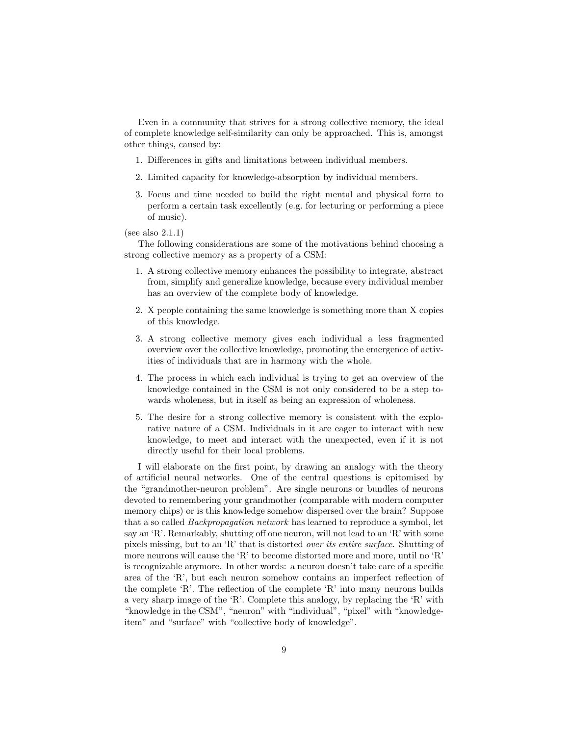Even in a community that strives for a strong collective memory, the ideal of complete knowledge self-similarity can only be approached. This is, amongst other things, caused by:

1. Differences in gifts and limitations between individual members.
2. Limited capacity for knowledge-absorption by individual members.
3. Focus and time needed to build the right mental and physical form to perform a certain task excellently (e.g. for lecturing or performing a piece of music).

(see also 2.1.1)

The following considerations are some of the motivations behind choosing a strong collective memory as a property of a CSM:

1. A strong collective memory enhances the possibility to integrate, abstract from, simplify and generalize knowledge, because every individual member has an overview of the complete body of knowledge.
2. X people containing the same knowledge is something more than X copies of this knowledge.
3. A strong collective memory gives each individual a less fragmented overview over the collective knowledge, promoting the emergence of activities of individuals that are in harmony with the whole.
4. The process in which each individual is trying to get an overview of the knowledge contained in the CSM is not only considered to be a step towards wholeness, but in itself as being an expression of wholeness.
5. The desire for a strong collective memory is consistent with the explorative nature of a CSM. Individuals in it are eager to interact with new knowledge, to meet and interact with the unexpected, even if it is not directly useful for their local problems.

I will elaborate on the first point, by drawing an analogy with the theory of artificial neural networks. One of the central questions is epitomised by the "grandmother-neuron problem". Are single neurons or bundles of neurons devoted to remembering your grandmother (comparable with modern computer memory chips) or is this knowledge somehow dispersed over the brain? Suppose that a so called *Backpropagation network* has learned to reproduce a symbol, let say an 'R'. Remarkably, shutting off one neuron, will not lead to an 'R' with some pixels missing, but to an 'R' that is distorted *over its entire surface*. Shutting of more neurons will cause the 'R' to become distorted more and more, until no 'R' is recognizable anymore. In other words: a neuron doesn't take care of a specific area of the 'R', but each neuron somehow contains an imperfect reflection of the complete 'R'. The reflection of the complete 'R' into many neurons builds a very sharp image of the 'R'. Complete this analogy, by replacing the 'R' with "knowledge in the CSM", "neuron" with "individual", "pixel" with "knowledge-item" and "surface" with "collective body of knowledge".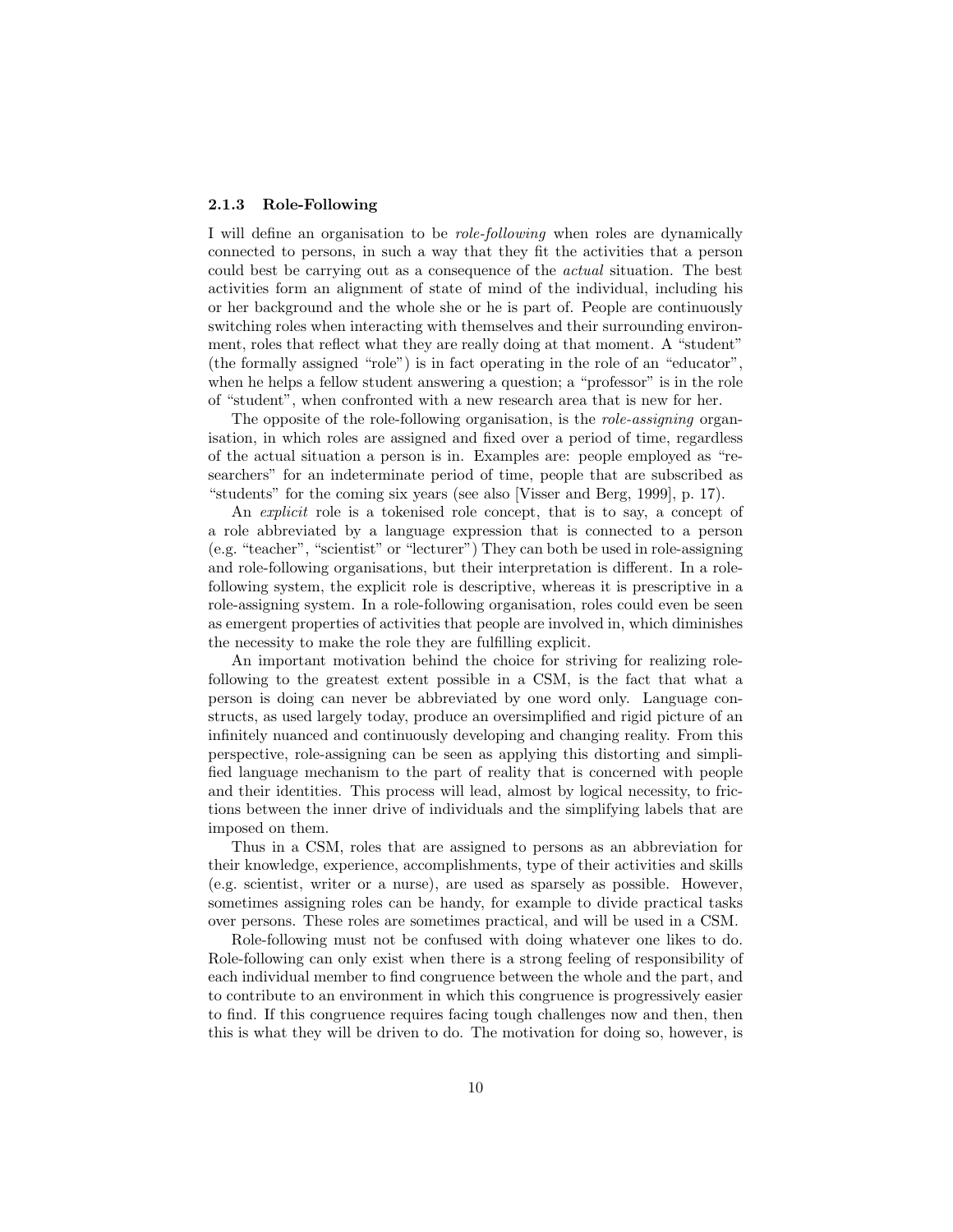### 2.1.3 Role-Following

I will define an organisation to be *role-following* when roles are dynamically connected to persons, in such a way that they fit the activities that a person could best be carrying out as a consequence of the *actual* situation. The best activities form an alignment of state of mind of the individual, including his or her background and the whole she or he is part of. People are continuously switching roles when interacting with themselves and their surrounding environment, roles that reflect what they are really doing at that moment. A "student" (the formally assigned "role") is in fact operating in the role of an "educator", when he helps a fellow student answering a question; a "professor" is in the role of "student", when confronted with a new research area that is new for her.

The opposite of the role-following organisation, is the *role-assigning* organisation, in which roles are assigned and fixed over a period of time, regardless of the actual situation a person is in. Examples are: people employed as "researchers" for an indeterminate period of time, people that are subscribed as "students" for the coming six years (see also [Visser and Berg, 1999], p. 17).

An *explicit* role is a tokenised role concept, that is to say, a concept of a role abbreviated by a language expression that is connected to a person (e.g. "teacher", "scientist" or "lecturer") They can both be used in role-assigning and role-following organisations, but their interpretation is different. In a role-following system, the explicit role is descriptive, whereas it is prescriptive in a role-assigning system. In a role-following organisation, roles could even be seen as emergent properties of activities that people are involved in, which diminishes the necessity to make the role they are fulfilling explicit.

An important motivation behind the choice for striving for realizing role-following to the greatest extent possible in a CSM, is the fact that what a person is doing can never be abbreviated by one word only. Language constructs, as used largely today, produce an oversimplified and rigid picture of an infinitely nuanced and continuously developing and changing reality. From this perspective, role-assigning can be seen as applying this distorting and simplified language mechanism to the part of reality that is concerned with people and their identities. This process will lead, almost by logical necessity, to frictions between the inner drive of individuals and the simplifying labels that are imposed on them.

Thus in a CSM, roles that are assigned to persons as an abbreviation for their knowledge, experience, accomplishments, type of their activities and skills (e.g. scientist, writer or a nurse), are used as sparsely as possible. However, sometimes assigning roles can be handy, for example to divide practical tasks over persons. These roles are sometimes practical, and will be used in a CSM.

Role-following must not be confused with doing whatever one likes to do. Role-following can only exist when there is a strong feeling of responsibility of each individual member to find congruence between the whole and the part, and to contribute to an environment in which this congruence is progressively easier to find. If this congruence requires facing tough challenges now and then, then this is what they will be driven to do. The motivation for doing so, however, is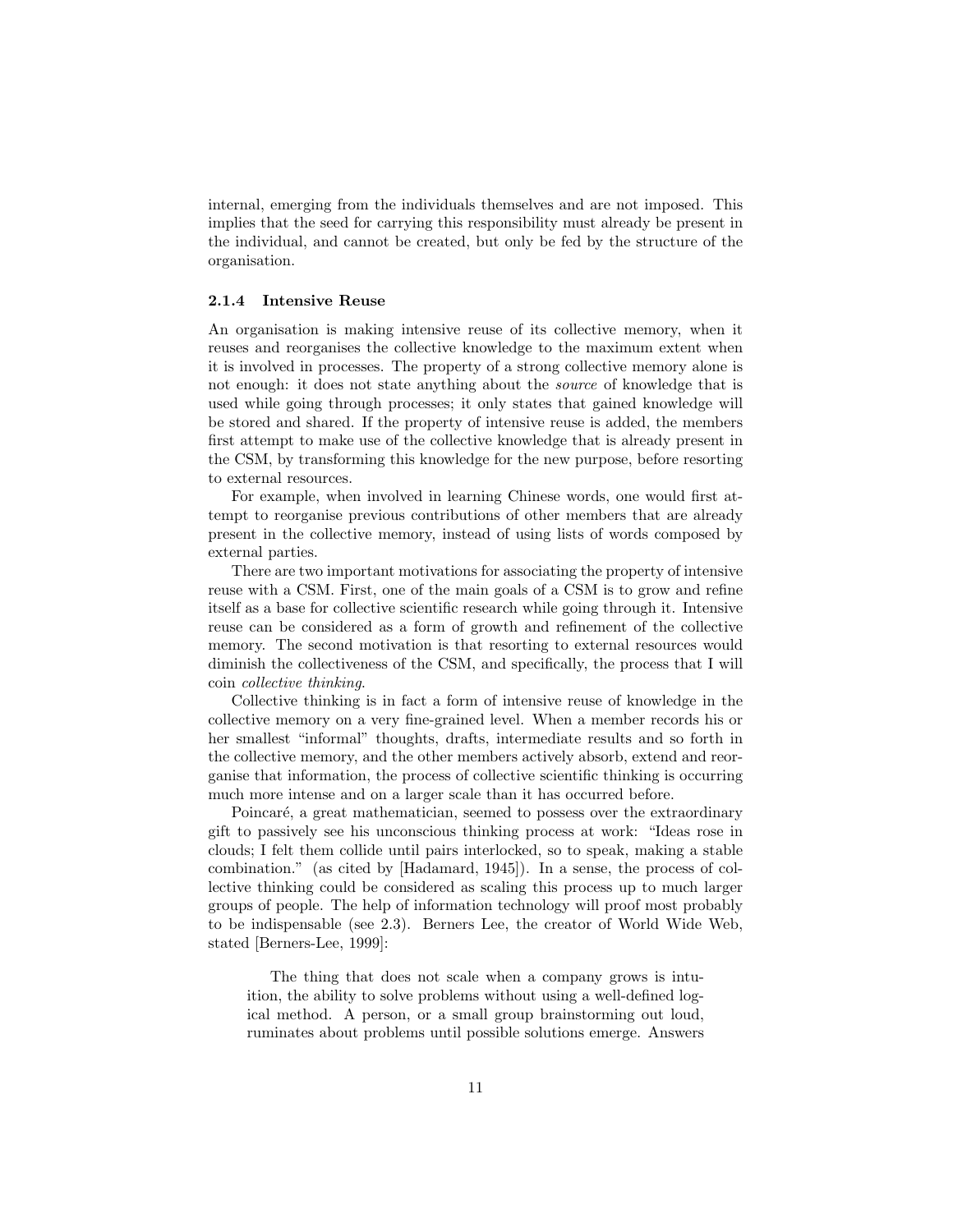internal, emerging from the individuals themselves and are not imposed. This implies that the seed for carrying this responsibility must already be present in the individual, and cannot be created, but only be fed by the structure of the organisation.

### 2.1.4 Intensive Reuse

An organisation is making intensive reuse of its collective memory, when it reuses and reorganises the collective knowledge to the maximum extent when it is involved in processes. The property of a strong collective memory alone is not enough: it does not state anything about the *source* of knowledge that is used while going through processes; it only states that gained knowledge will be stored and shared. If the property of intensive reuse is added, the members first attempt to make use of the collective knowledge that is already present in the CSM, by transforming this knowledge for the new purpose, before resorting to external resources.

For example, when involved in learning Chinese words, one would first attempt to reorganise previous contributions of other members that are already present in the collective memory, instead of using lists of words composed by external parties.

There are two important motivations for associating the property of intensive reuse with a CSM. First, one of the main goals of a CSM is to grow and refine itself as a base for collective scientific research while going through it. Intensive reuse can be considered as a form of growth and refinement of the collective memory. The second motivation is that resorting to external resources would diminish the collectiveness of the CSM, and specifically, the process that I will coin *collective thinking*.

Collective thinking is in fact a form of intensive reuse of knowledge in the collective memory on a very fine-grained level. When a member records his or her smallest "informal" thoughts, drafts, intermediate results and so forth in the collective memory, and the other members actively absorb, extend and reorganise that information, the process of collective scientific thinking is occurring much more intense and on a larger scale than it has occurred before.

Poincaré, a great mathematician, seemed to possess over the extraordinary gift to passively see his unconscious thinking process at work: "Ideas rose in clouds; I felt them collide until pairs interlocked, so to speak, making a stable combination." (as cited by [Hadamard, 1945]). In a sense, the process of collective thinking could be considered as scaling this process up to much larger groups of people. The help of information technology will proof most probably to be indispensable (see 2.3). Berners Lee, the creator of World Wide Web, stated [Berners-Lee, 1999]:

> The thing that does not scale when a company grows is intuition, the ability to solve problems without using a well-defined logical method. A person, or a small group brainstorming out loud, ruminates about problems until possible solutions emerge. Answers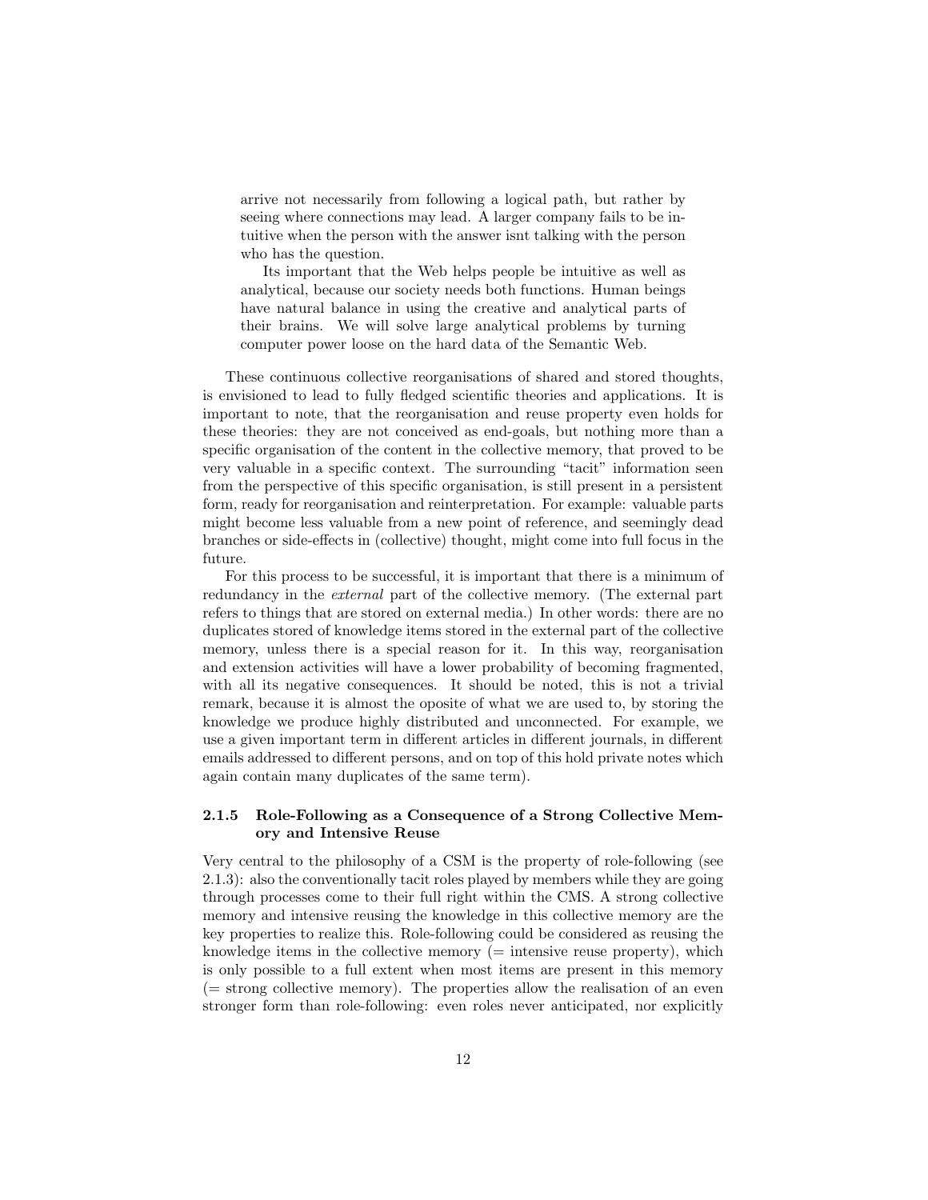> arrive not necessarily from following a logical path, but rather by seeing where connections may lead. A larger company fails to be intuitive when the person with the answer isnt talking with the person who has the question.
>
> Its important that the Web helps people be intuitive as well as analytical, because our society needs both functions. Human beings have natural balance in using the creative and analytical parts of their brains. We will solve large analytical problems by turning computer power loose on the hard data of the Semantic Web.

These continuous collective reorganisations of shared and stored thoughts, is envisioned to lead to fully fledged scientific theories and applications. It is important to note, that the reorganisation and reuse property even holds for these theories: they are not conceived as end-goals, but nothing more than a specific organisation of the content in the collective memory, that proved to be very valuable in a specific context. The surrounding "tacit" information seen from the perspective of this specific organisation, is still present in a persistent form, ready for reorganisation and reinterpretation. For example: valuable parts might become less valuable from a new point of reference, and seemingly dead branches or side-effects in (collective) thought, might come into full focus in the future.

For this process to be successful, it is important that there is a minimum of redundancy in the *external* part of the collective memory. (The external part refers to things that are stored on external media.) In other words: there are no duplicates stored of knowledge items stored in the external part of the collective memory, unless there is a special reason for it. In this way, reorganisation and extension activities will have a lower probability of becoming fragmented, with all its negative consequences. It should be noted, this is not a trivial remark, because it is almost the oposite of what we are used to, by storing the knowledge we produce highly distributed and unconnected. For example, we use a given important term in different articles in different journals, in different emails addressed to different persons, and on top of this hold private notes which again contain many duplicates of the same term).

### 2.1.5 Role-Following as a Consequence of a Strong Collective Memory and Intensive Reuse

Very central to the philosophy of a CSM is the property of role-following (see 2.1.3): also the conventionally tacit roles played by members while they are going through processes come to their full right within the CMS. A strong collective memory and intensive reusing the knowledge in this collective memory are the key properties to realize this. Role-following could be considered as reusing the knowledge items in the collective memory (= intensive reuse property), which is only possible to a full extent when most items are present in this memory (= strong collective memory). The properties allow the realisation of an even stronger form than role-following: even roles never anticipated, nor explicitly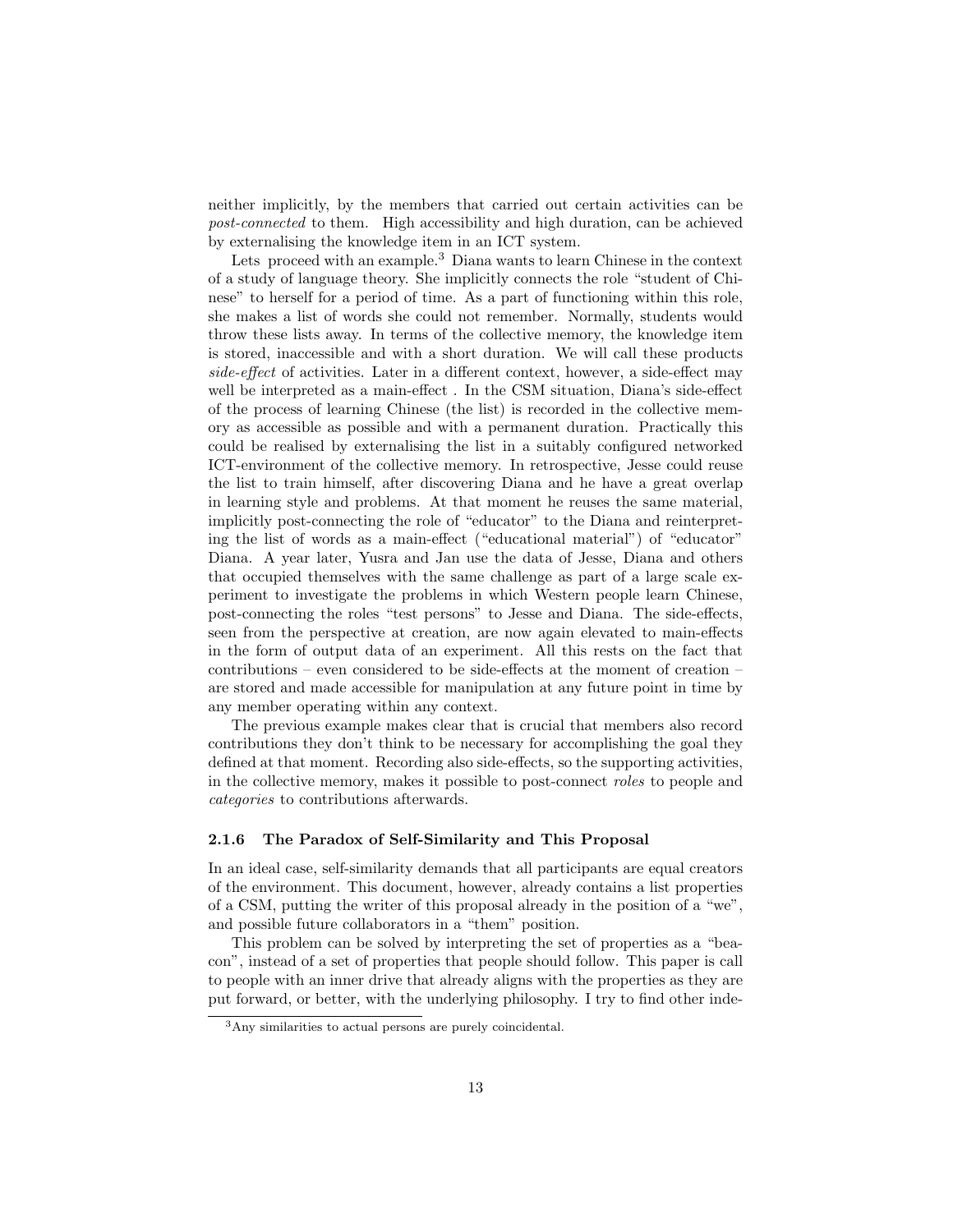neither implicitly, by the members that carried out certain activities can be *post-connected* to them. High accessibility and high duration, can be achieved by externalising the knowledge item in an ICT system.

Lets proceed with an example.[3] Diana wants to learn Chinese in the context of a study of language theory. She implicitly connects the role "student of Chinese" to herself for a period of time. As a part of functioning within this role, she makes a list of words she could not remember. Normally, students would throw these lists away. In terms of the collective memory, the knowledge item is stored, inaccessible and with a short duration. We will call these products *side-effect* of activities. Later in a different context, however, a side-effect may well be interpreted as a main-effect . In the CSM situation, Diana's side-effect of the process of learning Chinese (the list) is recorded in the collective memory as accessible as possible and with a permanent duration. Practically this could be realised by externalising the list in a suitably configured networked ICT-environment of the collective memory. In retrospective, Jesse could reuse the list to train himself, after discovering Diana and he have a great overlap in learning style and problems. At that moment he reuses the same material, implicitly post-connecting the role of "educator" to the Diana and reinterpreting the list of words as a main-effect ("educational material") of "educator" Diana. A year later, Yusra and Jan use the data of Jesse, Diana and others that occupied themselves with the same challenge as part of a large scale experiment to investigate the problems in which Western people learn Chinese, post-connecting the roles "test persons" to Jesse and Diana. The side-effects, seen from the perspective at creation, are now again elevated to main-effects in the form of output data of an experiment. All this rests on the fact that contributions – even considered to be side-effects at the moment of creation – are stored and made accessible for manipulation at any future point in time by any member operating within any context.

The previous example makes clear that is crucial that members also record contributions they don't think to be necessary for accomplishing the goal they defined at that moment. Recording also side-effects, so the supporting activities, in the collective memory, makes it possible to post-connect *roles* to people and *categories* to contributions afterwards.

#### 2.1.6 The Paradox of Self-Similarity and This Proposal

In an ideal case, self-similarity demands that all participants are equal creators of the environment. This document, however, already contains a list properties of a CSM, putting the writer of this proposal already in the position of a "we", and possible future collaborators in a "them" position.

This problem can be solved by interpreting the set of properties as a "beacon", instead of a set of properties that people should follow. This paper is call to people with an inner drive that already aligns with the properties as they are put forward, or better, with the underlying philosophy. I try to find other inde-

[3] Any similarities to actual persons are purely coincidental.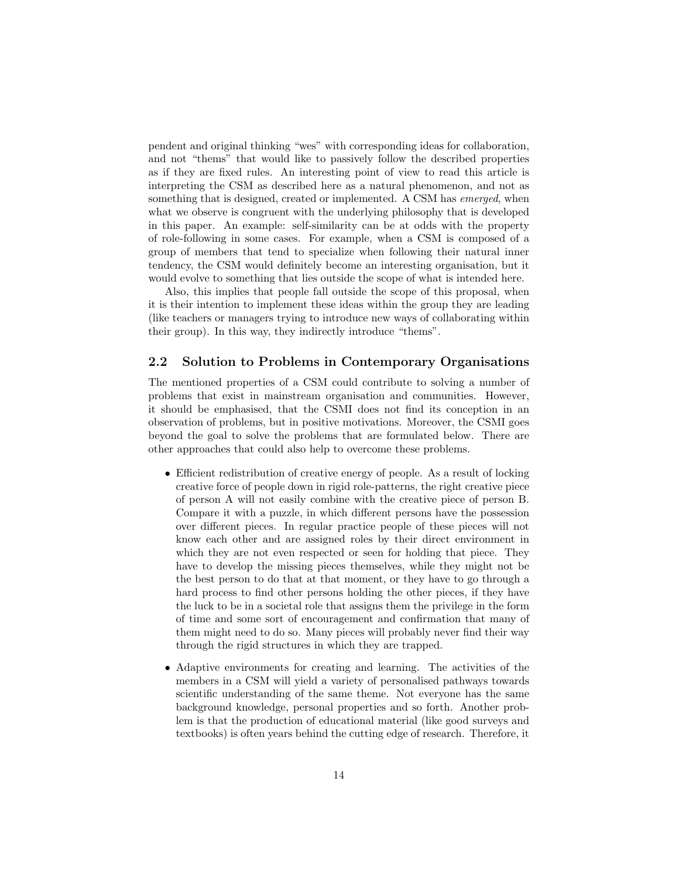pendent and original thinking "wes" with corresponding ideas for collaboration, and not "thems" that would like to passively follow the described properties as if they are fixed rules. An interesting point of view to read this article is interpreting the CSM as described here as a natural phenomenon, and not as something that is designed, created or implemented. A CSM has *emerged*, when what we observe is congruent with the underlying philosophy that is developed in this paper. An example: self-similarity can be at odds with the property of role-following in some cases. For example, when a CSM is composed of a group of members that tend to specialize when following their natural inner tendency, the CSM would definitely become an interesting organisation, but it would evolve to something that lies outside the scope of what is intended here.

Also, this implies that people fall outside the scope of this proposal, when it is their intention to implement these ideas within the group they are leading (like teachers or managers trying to introduce new ways of collaborating within their group). In this way, they indirectly introduce "thems".

## 2.2 Solution to Problems in Contemporary Organisations

The mentioned properties of a CSM could contribute to solving a number of problems that exist in mainstream organisation and communities. However, it should be emphasised, that the CSMI does not find its conception in an observation of problems, but in positive motivations. Moreover, the CSMI goes beyond the goal to solve the problems that are formulated below. There are other approaches that could also help to overcome these problems.

- Efficient redistribution of creative energy of people. As a result of locking creative force of people down in rigid role-patterns, the right creative piece of person A will not easily combine with the creative piece of person B. Compare it with a puzzle, in which different persons have the possession over different pieces. In regular practice people of these pieces will not know each other and are assigned roles by their direct environment in which they are not even respected or seen for holding that piece. They have to develop the missing pieces themselves, while they might not be the best person to do that at that moment, or they have to go through a hard process to find other persons holding the other pieces, if they have the luck to be in a societal role that assigns them the privilege in the form of time and some sort of encouragement and confirmation that many of them might need to do so. Many pieces will probably never find their way through the rigid structures in which they are trapped.

- Adaptive environments for creating and learning. The activities of the members in a CSM will yield a variety of personalised pathways towards scientific understanding of the same theme. Not everyone has the same background knowledge, personal properties and so forth. Another problem is that the production of educational material (like good surveys and textbooks) is often years behind the cutting edge of research. Therefore, it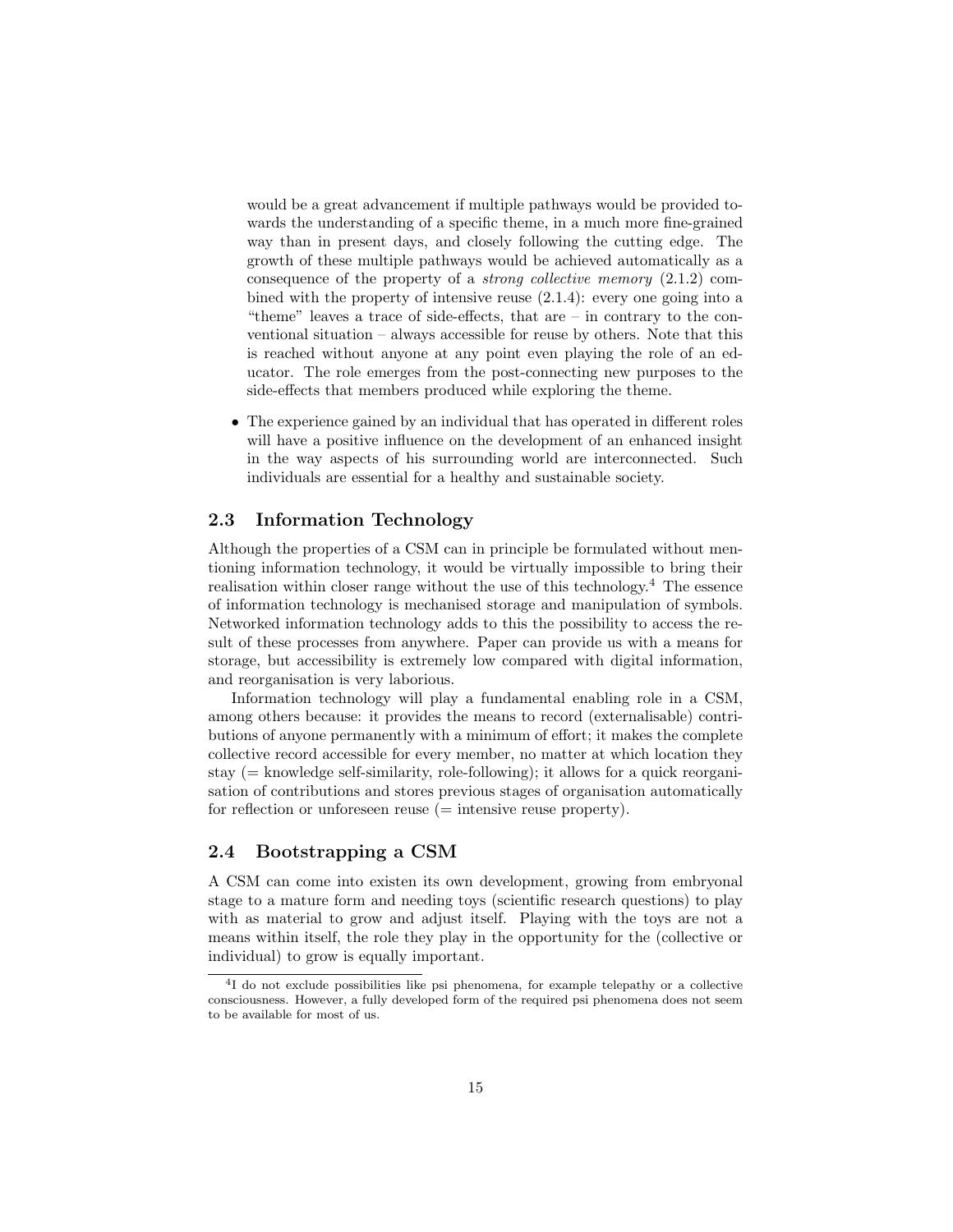would be a great advancement if multiple pathways would be provided towards the understanding of a specific theme, in a much more fine-grained way than in present days, and closely following the cutting edge. The growth of these multiple pathways would be achieved automatically as a consequence of the property of a *strong collective memory* (2.1.2) combined with the property of intensive reuse (2.1.4): every one going into a "theme" leaves a trace of side-effects, that are – in contrary to the conventional situation – always accessible for reuse by others. Note that this is reached without anyone at any point even playing the role of an educator. The role emerges from the post-connecting new purposes to the side-effects that members produced while exploring the theme.

- The experience gained by an individual that has operated in different roles will have a positive influence on the development of an enhanced insight in the way aspects of his surrounding world are interconnected. Such individuals are essential for a healthy and sustainable society.

## 2.3 Information Technology

Although the properties of a CSM can in principle be formulated without mentioning information technology, it would be virtually impossible to bring their realisation within closer range without the use of this technology.[4] The essence of information technology is mechanised storage and manipulation of symbols. Networked information technology adds to this the possibility to access the result of these processes from anywhere. Paper can provide us with a means for storage, but accessibility is extremely low compared with digital information, and reorganisation is very laborious.

Information technology will play a fundamental enabling role in a CSM, among others because: it provides the means to record (externalisable) contributions of anyone permanently with a minimum of effort; it makes the complete collective record accessible for every member, no matter at which location they stay (= knowledge self-similarity, role-following); it allows for a quick reorganisation of contributions and stores previous stages of organisation automatically for reflection or unforeseen reuse (= intensive reuse property).

## 2.4 Bootstrapping a CSM

A CSM can come into existen its own development, growing from embryonal stage to a mature form and needing toys (scientific research questions) to play with as material to grow and adjust itself. Playing with the toys are not a means within itself, the role they play in the opportunity for the (collective or individual) to grow is equally important.

[4] I do not exclude possibilities like psi phenomena, for example telepathy or a collective consciousness. However, a fully developed form of the required psi phenomena does not seem to be available for most of us.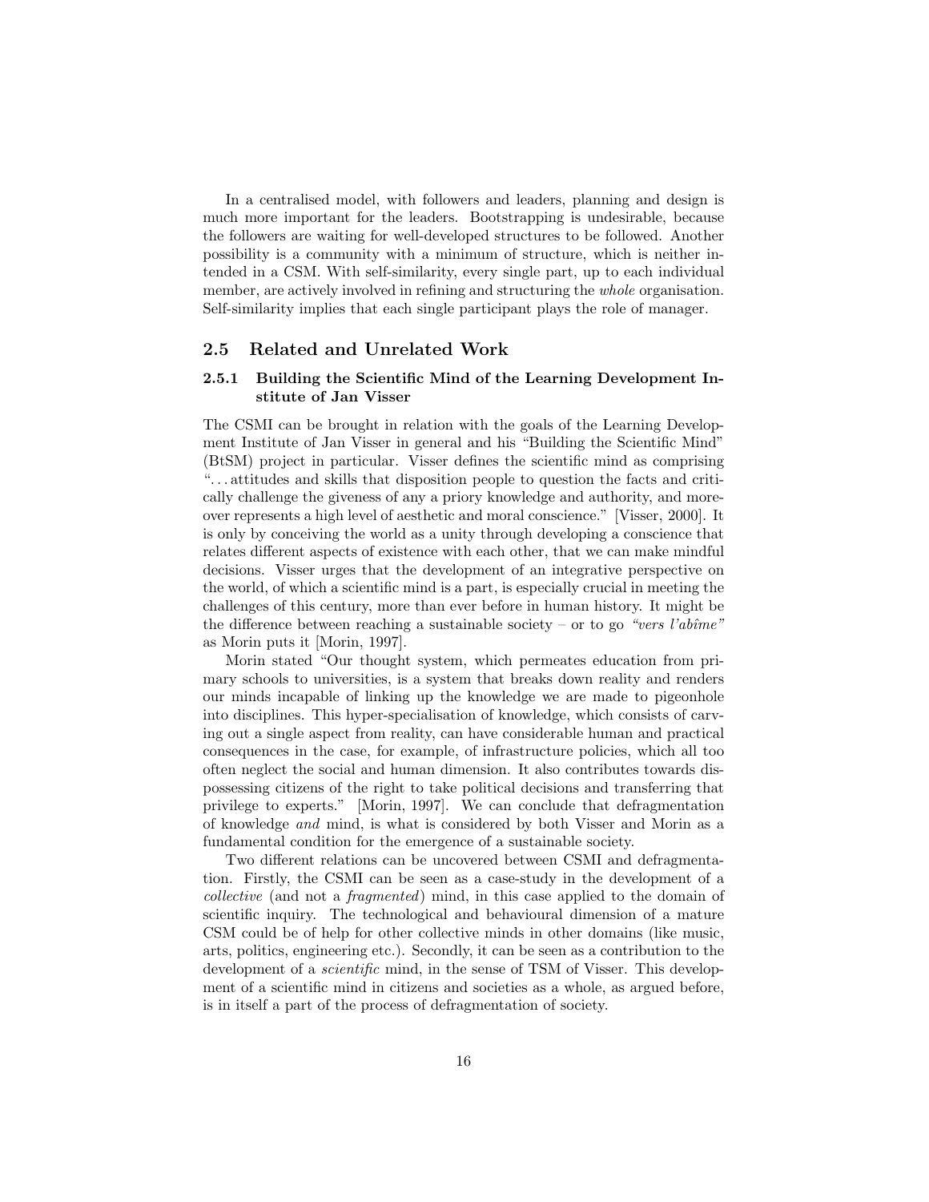In a centralised model, with followers and leaders, planning and design is much more important for the leaders. Bootstrapping is undesirable, because the followers are waiting for well-developed structures to be followed. Another possibility is a community with a minimum of structure, which is neither intended in a CSM. With self-similarity, every single part, up to each individual member, are actively involved in refining and structuring the *whole* organisation. Self-similarity implies that each single participant plays the role of manager.

## 2.5 Related and Unrelated Work

### 2.5.1 Building the Scientific Mind of the Learning Development Institute of Jan Visser

The CSMI can be brought in relation with the goals of the Learning Development Institute of Jan Visser in general and his "Building the Scientific Mind" (BtSM) project in particular. Visser defines the scientific mind as comprising "...attitudes and skills that disposition people to question the facts and critically challenge the giveness of any a priory knowledge and authority, and moreover represents a high level of aesthetic and moral conscience." [Visser, 2000]. It is only by conceiving the world as a unity through developing a conscience that relates different aspects of existence with each other, that we can make mindful decisions. Visser urges that the development of an integrative perspective on the world, of which a scientific mind is a part, is especially crucial in meeting the challenges of this century, more than ever before in human history. It might be the difference between reaching a sustainable society – or to go *"vers l'abîme"* as Morin puts it [Morin, 1997].

Morin stated "Our thought system, which permeates education from primary schools to universities, is a system that breaks down reality and renders our minds incapable of linking up the knowledge we are made to pigeonhole into disciplines. This hyper-specialisation of knowledge, which consists of carving out a single aspect from reality, can have considerable human and practical consequences in the case, for example, of infrastructure policies, which all too often neglect the social and human dimension. It also contributes towards dispossessing citizens of the right to take political decisions and transferring that privilege to experts." [Morin, 1997]. We can conclude that defragmentation of knowledge *and* mind, is what is considered by both Visser and Morin as a fundamental condition for the emergence of a sustainable society.

Two different relations can be uncovered between CSMI and defragmentation. Firstly, the CSMI can be seen as a case-study in the development of a *collective* (and not a *fragmented*) mind, in this case applied to the domain of scientific inquiry. The technological and behavioural dimension of a mature CSM could be of help for other collective minds in other domains (like music, arts, politics, engineering etc.). Secondly, it can be seen as a contribution to the development of a *scientific* mind, in the sense of TSM of Visser. This development of a scientific mind in citizens and societies as a whole, as argued before, is in itself a part of the process of defragmentation of society.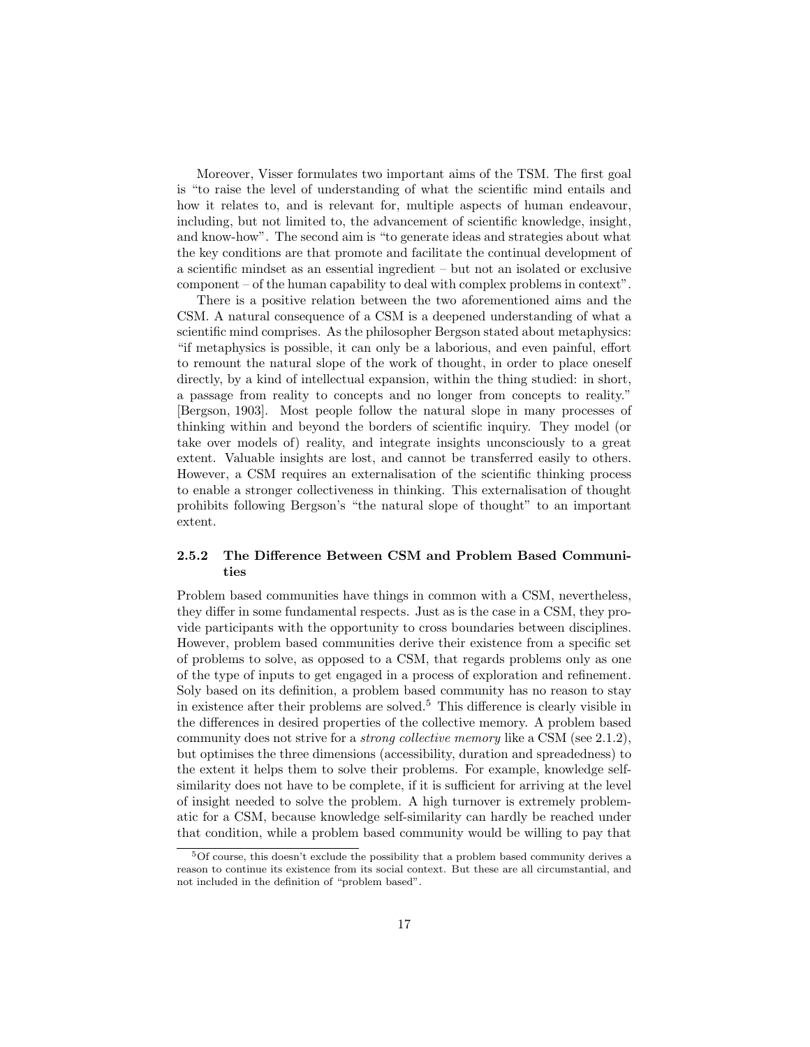Moreover, Visser formulates two important aims of the TSM. The first goal is "to raise the level of understanding of what the scientific mind entails and how it relates to, and is relevant for, multiple aspects of human endeavour, including, but not limited to, the advancement of scientific knowledge, insight, and know-how". The second aim is "to generate ideas and strategies about what the key conditions are that promote and facilitate the continual development of a scientific mindset as an essential ingredient – but not an isolated or exclusive component – of the human capability to deal with complex problems in context".

There is a positive relation between the two aforementioned aims and the CSM. A natural consequence of a CSM is a deepened understanding of what a scientific mind comprises. As the philosopher Bergson stated about metaphysics: "if metaphysics is possible, it can only be a laborious, and even painful, effort to remount the natural slope of the work of thought, in order to place oneself directly, by a kind of intellectual expansion, within the thing studied: in short, a passage from reality to concepts and no longer from concepts to reality." [Bergson, 1903]. Most people follow the natural slope in many processes of thinking within and beyond the borders of scientific inquiry. They model (or take over models of) reality, and integrate insights unconsciously to a great extent. Valuable insights are lost, and cannot be transferred easily to others. However, a CSM requires an externalisation of the scientific thinking process to enable a stronger collectiveness in thinking. This externalisation of thought prohibits following Bergson's "the natural slope of thought" to an important extent.

### 2.5.2 The Difference Between CSM and Problem Based Communities

Problem based communities have things in common with a CSM, nevertheless, they differ in some fundamental respects. Just as is the case in a CSM, they provide participants with the opportunity to cross boundaries between disciplines. However, problem based communities derive their existence from a specific set of problems to solve, as opposed to a CSM, that regards problems only as one of the type of inputs to get engaged in a process of exploration and refinement. Soly based on its definition, a problem based community has no reason to stay in existence after their problems are solved.[5] This difference is clearly visible in the differences in desired properties of the collective memory. A problem based community does not strive for a *strong collective memory* like a CSM (see 2.1.2), but optimises the three dimensions (accessibility, duration and spreadedness) to the extent it helps them to solve their problems. For example, knowledge self-similarity does not have to be complete, if it is sufficient for arriving at the level of insight needed to solve the problem. A high turnover is extremely problematic for a CSM, because knowledge self-similarity can hardly be reached under that condition, while a problem based community would be willing to pay that

[5] Of course, this doesn't exclude the possibility that a problem based community derives a reason to continue its existence from its social context. But these are all circumstantial, and not included in the definition of "problem based".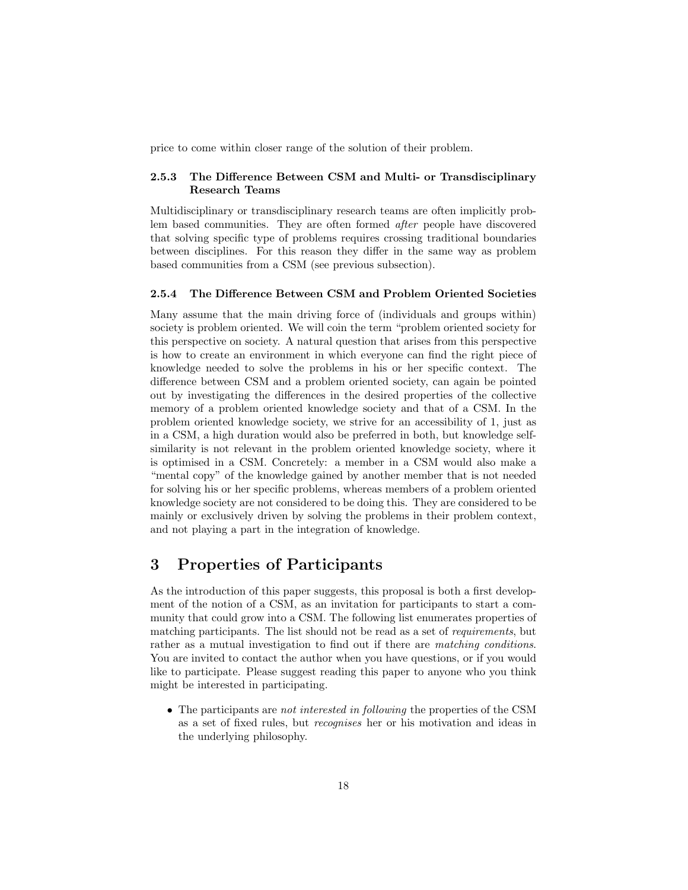price to come within closer range of the solution of their problem.

### 2.5.3 The Difference Between CSM and Multi- or Transdisciplinary Research Teams

Multidisciplinary or transdisciplinary research teams are often implicitly problem based communities. They are often formed *after* people have discovered that solving specific type of problems requires crossing traditional boundaries between disciplines. For this reason they differ in the same way as problem based communities from a CSM (see previous subsection).

### 2.5.4 The Difference Between CSM and Problem Oriented Societies

Many assume that the main driving force of (individuals and groups within) society is problem oriented. We will coin the term "problem oriented society for this perspective on society. A natural question that arises from this perspective is how to create an environment in which everyone can find the right piece of knowledge needed to solve the problems in his or her specific context. The difference between CSM and a problem oriented society, can again be pointed out by investigating the differences in the desired properties of the collective memory of a problem oriented knowledge society and that of a CSM. In the problem oriented knowledge society, we strive for an accessibility of 1, just as in a CSM, a high duration would also be preferred in both, but knowledge self-similarity is not relevant in the problem oriented knowledge society, where it is optimised in a CSM. Concretely: a member in a CSM would also make a "mental copy" of the knowledge gained by another member that is not needed for solving his or her specific problems, whereas members of a problem oriented knowledge society are not considered to be doing this. They are considered to be mainly or exclusively driven by solving the problems in their problem context, and not playing a part in the integration of knowledge.

# 3 Properties of Participants

As the introduction of this paper suggests, this proposal is both a first development of the notion of a CSM, as an invitation for participants to start a community that could grow into a CSM. The following list enumerates properties of matching participants. The list should not be read as a set of *requirements*, but rather as a mutual investigation to find out if there are *matching conditions*. You are invited to contact the author when you have questions, or if you would like to participate. Please suggest reading this paper to anyone who you think might be interested in participating.

- The participants are *not interested in following* the properties of the CSM as a set of fixed rules, but *recognises* her or his motivation and ideas in the underlying philosophy.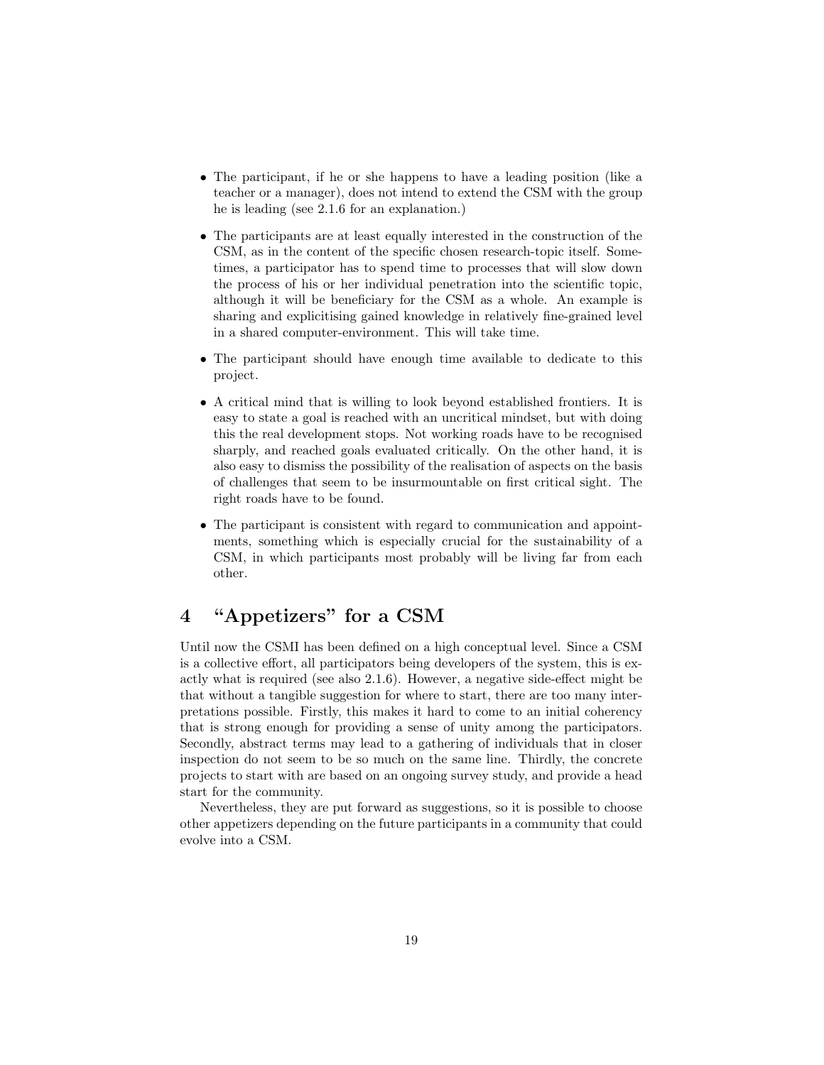- The participant, if he or she happens to have a leading position (like a teacher or a manager), does not intend to extend the CSM with the group he is leading (see 2.1.6 for an explanation.)

- The participants are at least equally interested in the construction of the CSM, as in the content of the specific chosen research-topic itself. Sometimes, a participator has to spend time to processes that will slow down the process of his or her individual penetration into the scientific topic, although it will be beneficiary for the CSM as a whole. An example is sharing and explicitising gained knowledge in relatively fine-grained level in a shared computer-environment. This will take time.

- The participant should have enough time available to dedicate to this project.

- A critical mind that is willing to look beyond established frontiers. It is easy to state a goal is reached with an uncritical mindset, but with doing this the real development stops. Not working roads have to be recognised sharply, and reached goals evaluated critically. On the other hand, it is also easy to dismiss the possibility of the realisation of aspects on the basis of challenges that seem to be insurmountable on first critical sight. The right roads have to be found.

- The participant is consistent with regard to communication and appointments, something which is especially crucial for the sustainability of a CSM, in which participants most probably will be living far from each other.

# 4 "Appetizers" for a CSM

Until now the CSMI has been defined on a high conceptual level. Since a CSM is a collective effort, all participators being developers of the system, this is exactly what is required (see also 2.1.6). However, a negative side-effect might be that without a tangible suggestion for where to start, there are too many interpretations possible. Firstly, this makes it hard to come to an initial coherency that is strong enough for providing a sense of unity among the participators. Secondly, abstract terms may lead to a gathering of individuals that in closer inspection do not seem to be so much on the same line. Thirdly, the concrete projects to start with are based on an ongoing survey study, and provide a head start for the community.

Nevertheless, they are put forward as suggestions, so it is possible to choose other appetizers depending on the future participants in a community that could evolve into a CSM.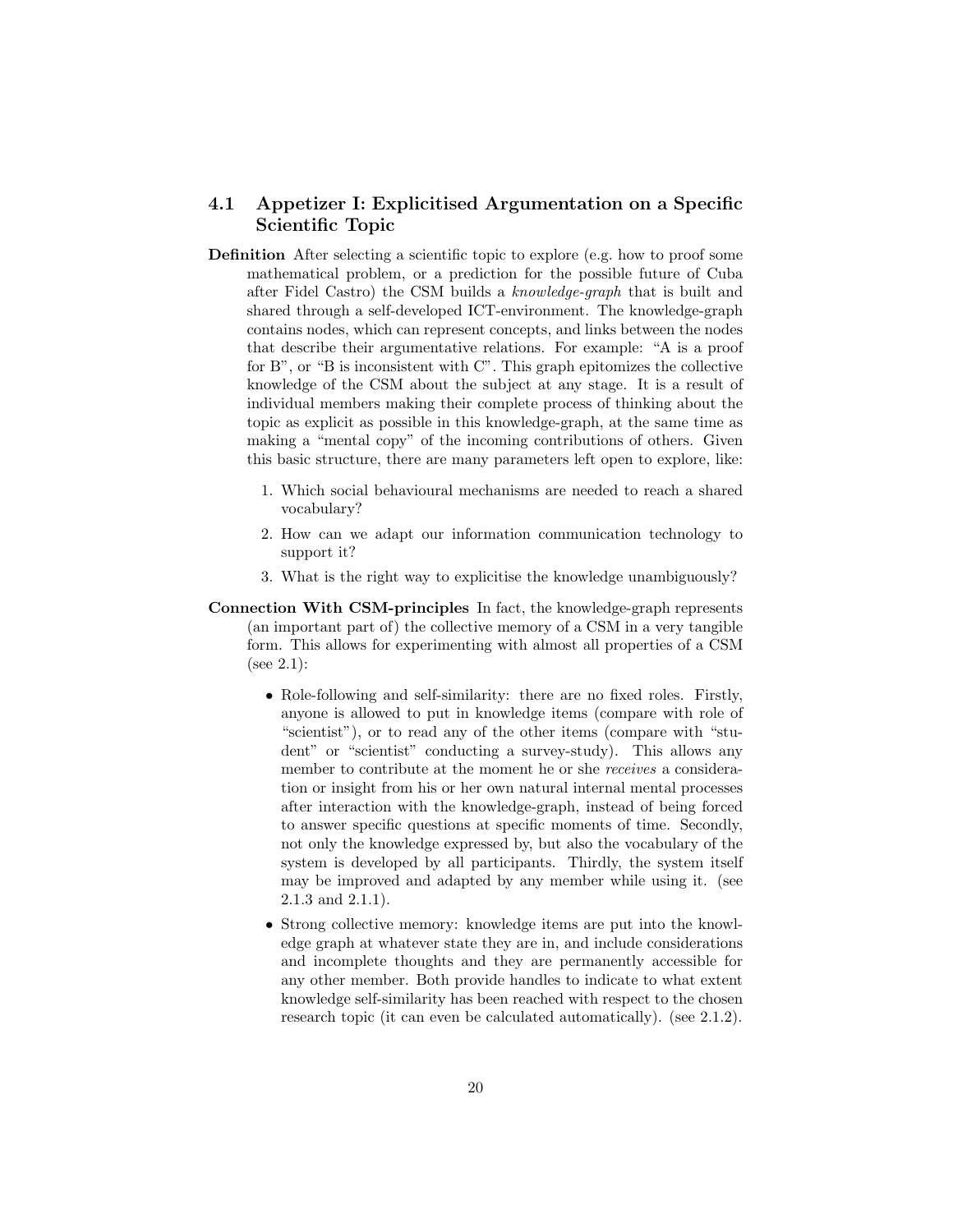### 4.1 Appetizer I: Explicitised Argumentation on a Specific Scientific Topic

**Definition** After selecting a scientific topic to explore (e.g. how to proof some mathematical problem, or a prediction for the possible future of Cuba after Fidel Castro) the CSM builds a *knowledge-graph* that is built and shared through a self-developed ICT-environment. The knowledge-graph contains nodes, which can represent concepts, and links between the nodes that describe their argumentative relations. For example: "A is a proof for B", or "B is inconsistent with C". This graph epitomizes the collective knowledge of the CSM about the subject at any stage. It is a result of individual members making their complete process of thinking about the topic as explicit as possible in this knowledge-graph, at the same time as making a "mental copy" of the incoming contributions of others. Given this basic structure, there are many parameters left open to explore, like:

1. Which social behavioural mechanisms are needed to reach a shared vocabulary?
2. How can we adapt our information communication technology to support it?
3. What is the right way to explicitise the knowledge unambiguously?

**Connection With CSM-principles** In fact, the knowledge-graph represents (an important part of) the collective memory of a CSM in a very tangible form. This allows for experimenting with almost all properties of a CSM (see 2.1):

- Role-following and self-similarity: there are no fixed roles. Firstly, anyone is allowed to put in knowledge items (compare with role of "scientist"), or to read any of the other items (compare with "student" or "scientist" conducting a survey-study). This allows any member to contribute at the moment he or she *receives* a consideration or insight from his or her own natural internal mental processes after interaction with the knowledge-graph, instead of being forced to answer specific questions at specific moments of time. Secondly, not only the knowledge expressed by, but also the vocabulary of the system is developed by all participants. Thirdly, the system itself may be improved and adapted by any member while using it. (see 2.1.3 and 2.1.1).
- Strong collective memory: knowledge items are put into the knowledge graph at whatever state they are in, and include considerations and incomplete thoughts and they are permanently accessible for any other member. Both provide handles to indicate to what extent knowledge self-similarity has been reached with respect to the chosen research topic (it can even be calculated automatically). (see 2.1.2).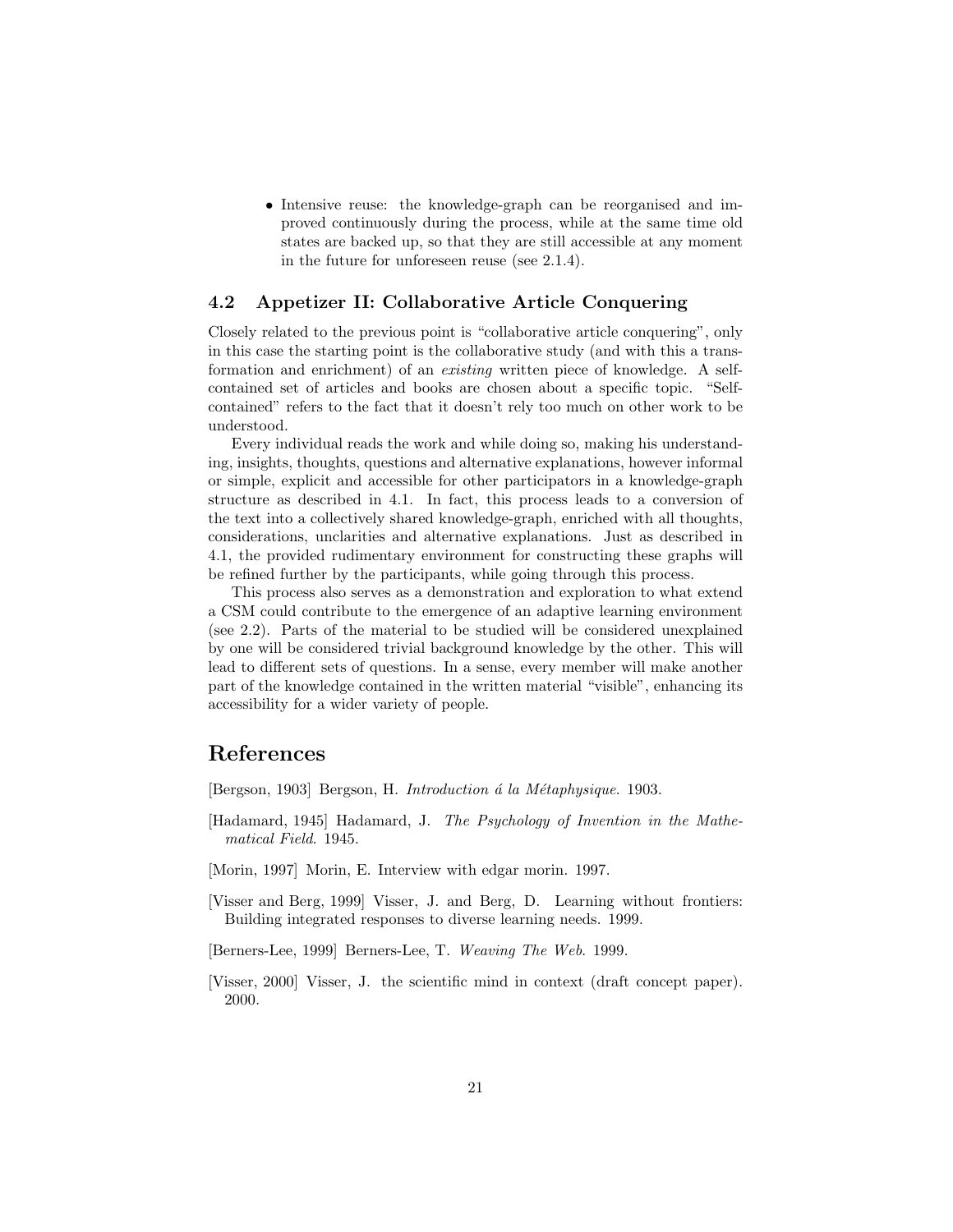- Intensive reuse: the knowledge-graph can be reorganised and improved continuously during the process, while at the same time old states are backed up, so that they are still accessible at any moment in the future for unforeseen reuse (see 2.1.4).

### 4.2 Appetizer II: Collaborative Article Conquering

Closely related to the previous point is "collaborative article conquering", only in this case the starting point is the collaborative study (and with this a transformation and enrichment) of an *existing* written piece of knowledge. A self-contained set of articles and books are chosen about a specific topic. "Self-contained" refers to the fact that it doesn't rely too much on other work to be understood.

Every individual reads the work and while doing so, making his understanding, insights, thoughts, questions and alternative explanations, however informal or simple, explicit and accessible for other participators in a knowledge-graph structure as described in 4.1. In fact, this process leads to a conversion of the text into a collectively shared knowledge-graph, enriched with all thoughts, considerations, unclarities and alternative explanations. Just as described in 4.1, the provided rudimentary environment for constructing these graphs will be refined further by the participants, while going through this process.

This process also serves as a demonstration and exploration to what extend a CSM could contribute to the emergence of an adaptive learning environment (see 2.2). Parts of the material to be studied will be considered unexplained by one will be considered trivial background knowledge by the other. This will lead to different sets of questions. In a sense, every member will make another part of the knowledge contained in the written material "visible", enhancing its accessibility for a wider variety of people.

## References

[Bergson, 1903] Bergson, H. *Introduction á la Métaphysique*. 1903.

[Hadamard, 1945] Hadamard, J. *The Psychology of Invention in the Mathematical Field*. 1945.

[Morin, 1997] Morin, E. Interview with edgar morin. 1997.

[Visser and Berg, 1999] Visser, J. and Berg, D. Learning without frontiers: Building integrated responses to diverse learning needs. 1999.

[Berners-Lee, 1999] Berners-Lee, T. *Weaving The Web*. 1999.

[Visser, 2000] Visser, J. the scientific mind in context (draft concept paper). 2000.